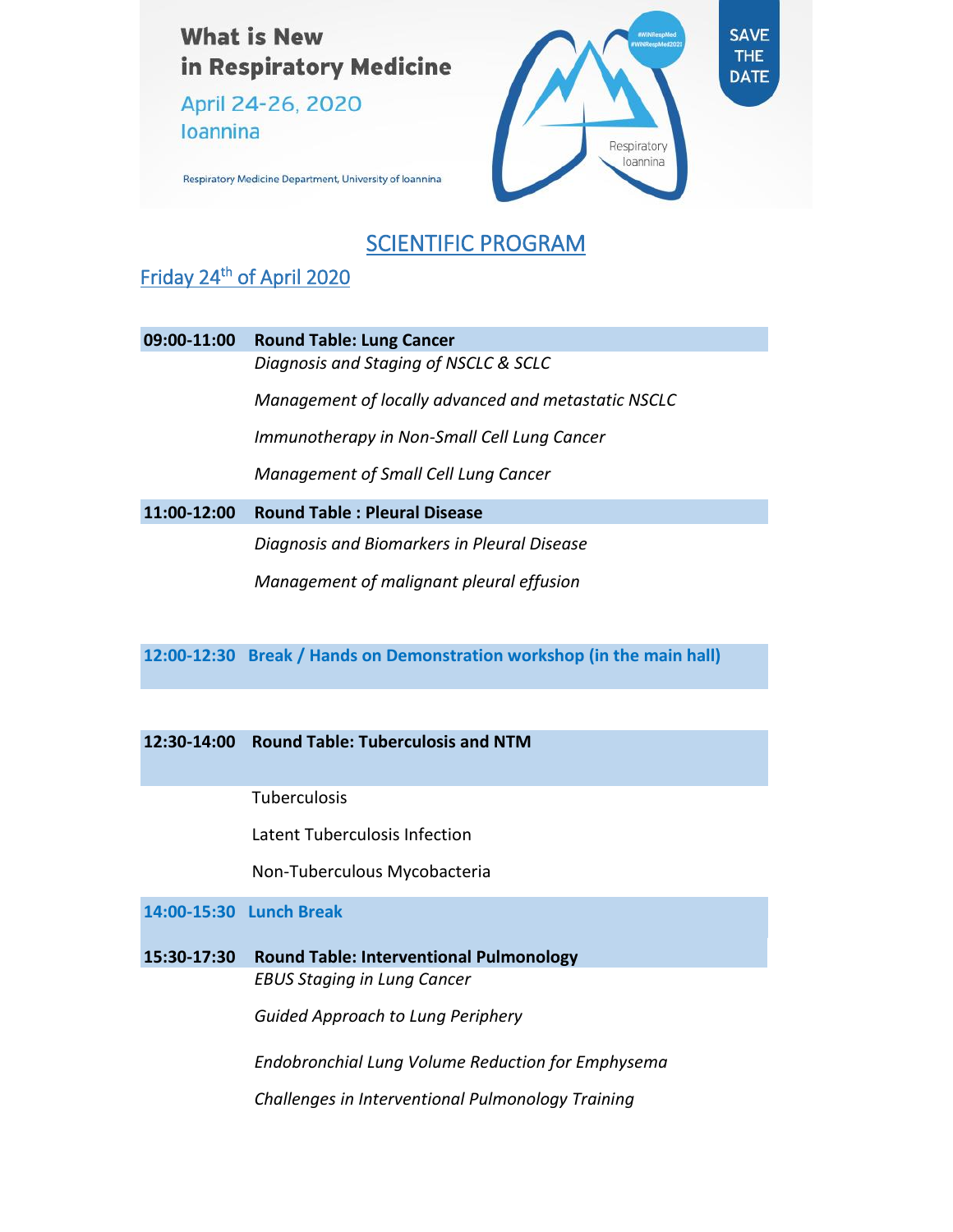**What is New in Respiratory Medicine**

April 24-26, 2020
Ioannina

Respiratory Medicine Department, University of Ioannina

Respiratory Ioannina

#WINRespMed #WINRespMed2020

SAVE THE DATE

# SCIENTIFIC PROGRAM

## Friday 24th of April 2020

**09:00-11:00 Round Table: Lung Cancer**

*Diagnosis and Staging of NSCLC & SCLC*

*Management of locally advanced and metastatic NSCLC*

*Immunotherapy in Non-Small Cell Lung Cancer*

*Management of Small Cell Lung Cancer*

**11:00-12:00 Round Table : Pleural Disease**

*Diagnosis and Biomarkers in Pleural Disease*

*Management of malignant pleural effusion*

**12:00-12:30 Break / Hands on Demonstration workshop (in the main hall)**

**12:30-14:00 Round Table: Tuberculosis and NTM**

Tuberculosis

Latent Tuberculosis Infection

Non-Tuberculous Mycobacteria

**14:00-15:30 Lunch Break**

**15:30-17:30 Round Table: Interventional Pulmonology**

*EBUS Staging in Lung Cancer*

*Guided Approach to Lung Periphery*

*Endobronchial Lung Volume Reduction for Emphysema*

*Challenges in Interventional Pulmonology Training*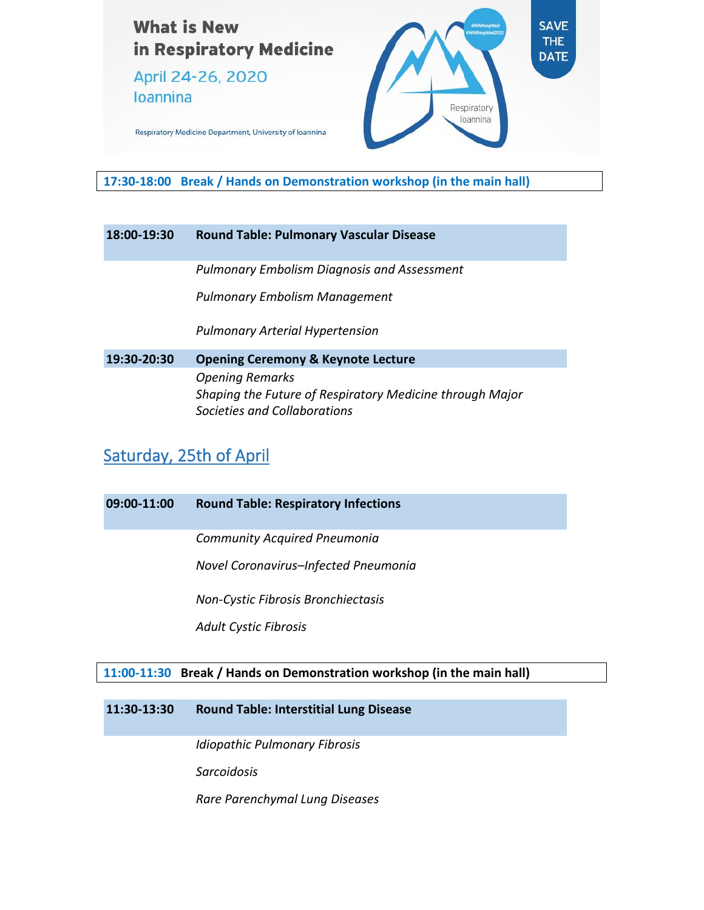**17:30-18:00 Break / Hands on Demonstration workshop (in the main hall)**

**18:00-19:30 Round Table: Pulmonary Vascular Disease**

*Pulmonary Embolism Diagnosis and Assessment*

*Pulmonary Embolism Management*

*Pulmonary Arterial Hypertension*

**19:30-20:30 Opening Ceremony & Keynote Lecture**

*Opening Remarks*

*Shaping the Future of Respiratory Medicine through Major Societies and Collaborations*

## Saturday, 25th of April

**09:00-11:00 Round Table: Respiratory Infections**

*Community Acquired Pneumonia*

*Novel Coronavirus–Infected Pneumonia*

*Non-Cystic Fibrosis Bronchiectasis*

*Adult Cystic Fibrosis*

**11:00-11:30 Break / Hands on Demonstration workshop (in the main hall)**

**11:30-13:30 Round Table: Interstitial Lung Disease**

*Idiopathic Pulmonary Fibrosis*

*Sarcoidosis*

*Rare Parenchymal Lung Diseases*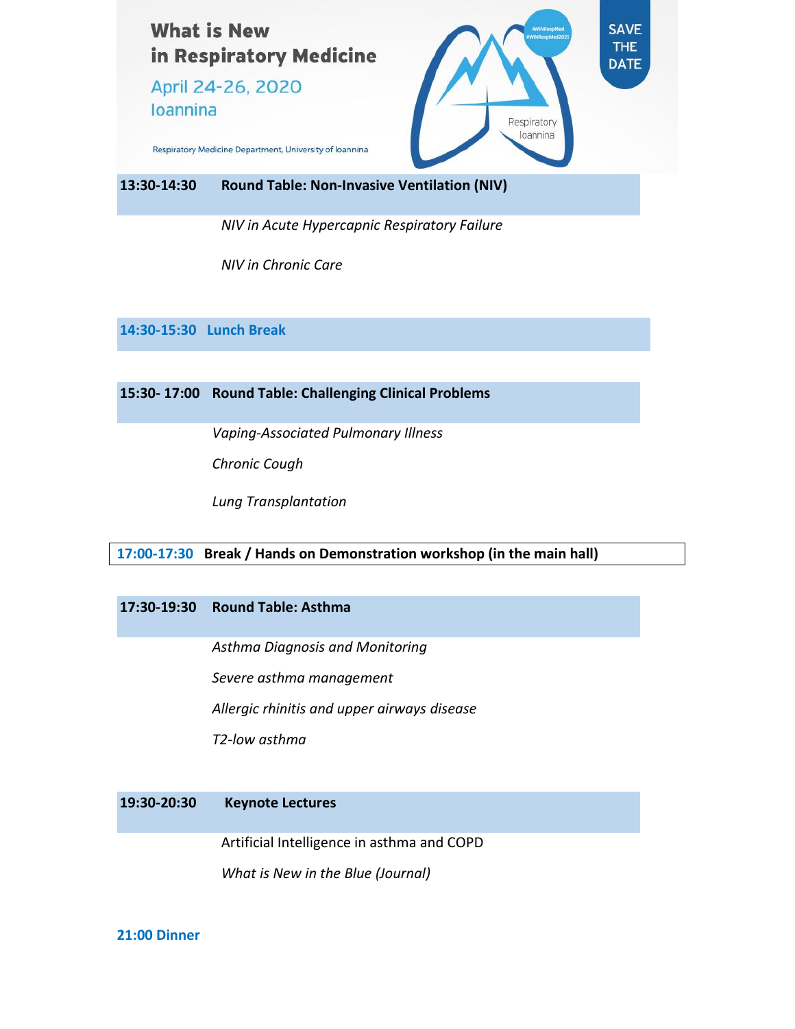# What is New in Respiratory Medicine

April 24-26, 2020
Ioannina

Respiratory Medicine Department, University of Ioannina

SAVE THE DATE

**13:30-14:30 Round Table: Non-Invasive Ventilation (NIV)**

*NIV in Acute Hypercapnic Respiratory Failure*

*NIV in Chronic Care*

**14:30-15:30 Lunch Break**

**15:30- 17:00 Round Table: Challenging Clinical Problems**

*Vaping-Associated Pulmonary Illness*

*Chronic Cough*

*Lung Transplantation*

**17:00-17:30 Break / Hands on Demonstration workshop (in the main hall)**

**17:30-19:30 Round Table: Asthma**

*Asthma Diagnosis and Monitoring*

*Severe asthma management*

*Allergic rhinitis and upper airways disease*

*T2-low asthma*

**19:30-20:30 Keynote Lectures**

Artificial Intelligence in asthma and COPD

*What is New in the Blue (Journal)*

**21:00 Dinner**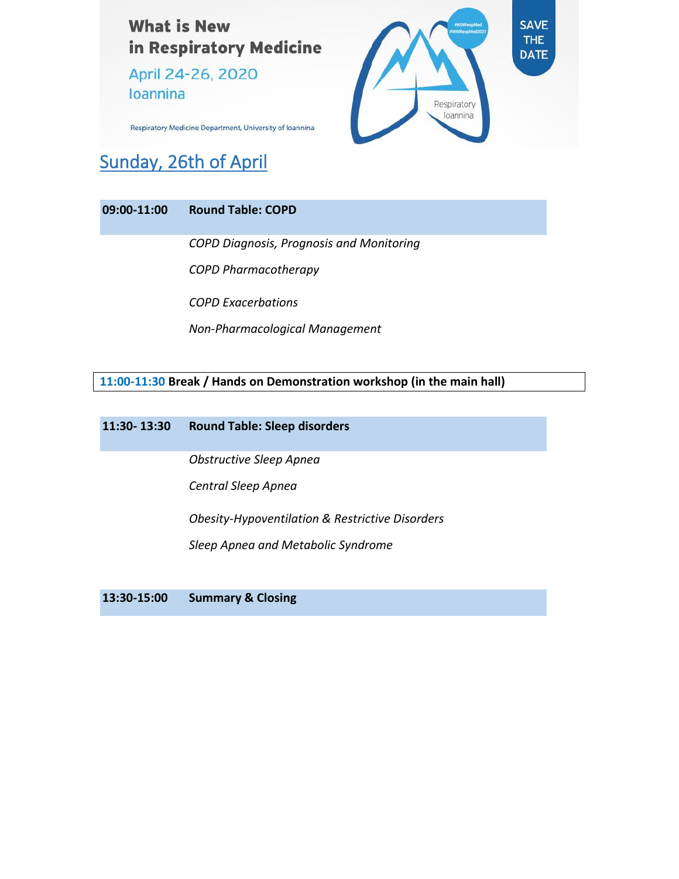**What is New in Respiratory Medicine**

April 24-26, 2020

Ioannina

Respiratory Medicine Department, University of Ioannina

#WINRespMed #WINRespMed2020

Respiratory Ioannina

SAVE THE DATE

## Sunday, 26th of April

| | |
|---|---|
| **09:00-11:00** | **Round Table: COPD** |
| | *COPD Diagnosis, Prognosis and Monitoring* |
| | *COPD Pharmacotherapy* |
| | *COPD Exacerbations* |
| | *Non-Pharmacological Management* |

**11:00-11:30 Break / Hands on Demonstration workshop (in the main hall)**

| | |
|---|---|
| **11:30- 13:30** | **Round Table: Sleep disorders** |
| | *Obstructive Sleep Apnea* |
| | *Central Sleep Apnea* |
| | *Obesity-Hypoventilation & Restrictive Disorders* |
| | *Sleep Apnea and Metabolic Syndrome* |

| | |
|---|---|
| **13:30-15:00** | **Summary & Closing** |